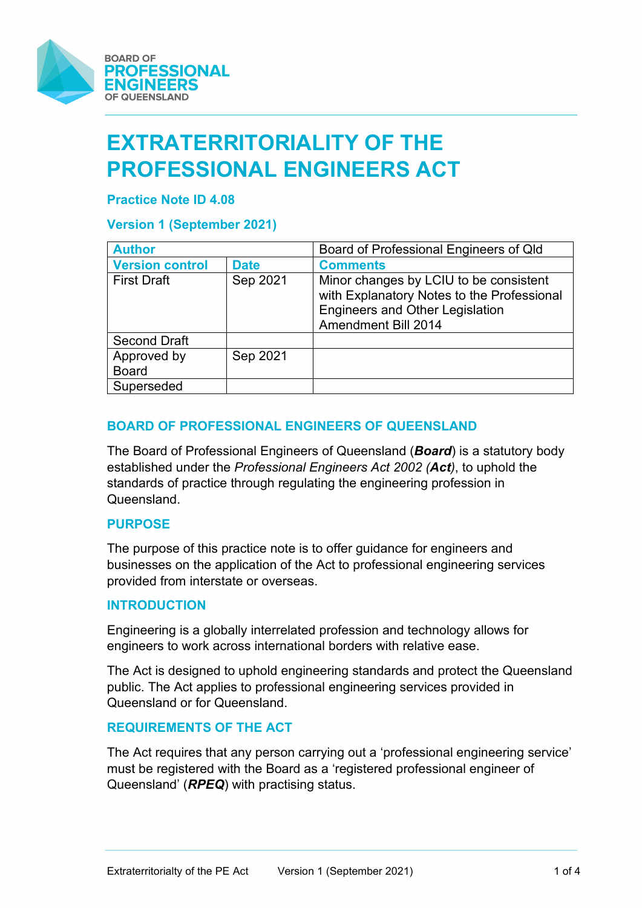BOARD OF
PROFESSIONAL
ENGINEERS
OF QUEENSLAND

# EXTRATERRITORIALITY OF THE PROFESSIONAL ENGINEERS ACT

### Practice Note ID 4.08

### Version 1 (September 2021)

| **Author** | | Board of Professional Engineers of Qld |
|---|---|---|
| **Version control** | **Date** | **Comments** |
| First Draft | Sep 2021 | Minor changes by LCIU to be consistent with Explanatory Notes to the Professional Engineers and Other Legislation Amendment Bill 2014 |
| Second Draft | | |
| Approved by Board | Sep 2021 | |
| Superseded | | |

## BOARD OF PROFESSIONAL ENGINEERS OF QUEENSLAND

The Board of Professional Engineers of Queensland (***Board***) is a statutory body established under the *Professional Engineers Act 2002 (**Act**)*, to uphold the standards of practice through regulating the engineering profession in Queensland.

## PURPOSE

The purpose of this practice note is to offer guidance for engineers and businesses on the application of the Act to professional engineering services provided from interstate or overseas.

## INTRODUCTION

Engineering is a globally interrelated profession and technology allows for engineers to work across international borders with relative ease.

The Act is designed to uphold engineering standards and protect the Queensland public. The Act applies to professional engineering services provided in Queensland or for Queensland.

## REQUIREMENTS OF THE ACT

The Act requires that any person carrying out a 'professional engineering service' must be registered with the Board as a 'registered professional engineer of Queensland' (***RPEQ***) with practising status.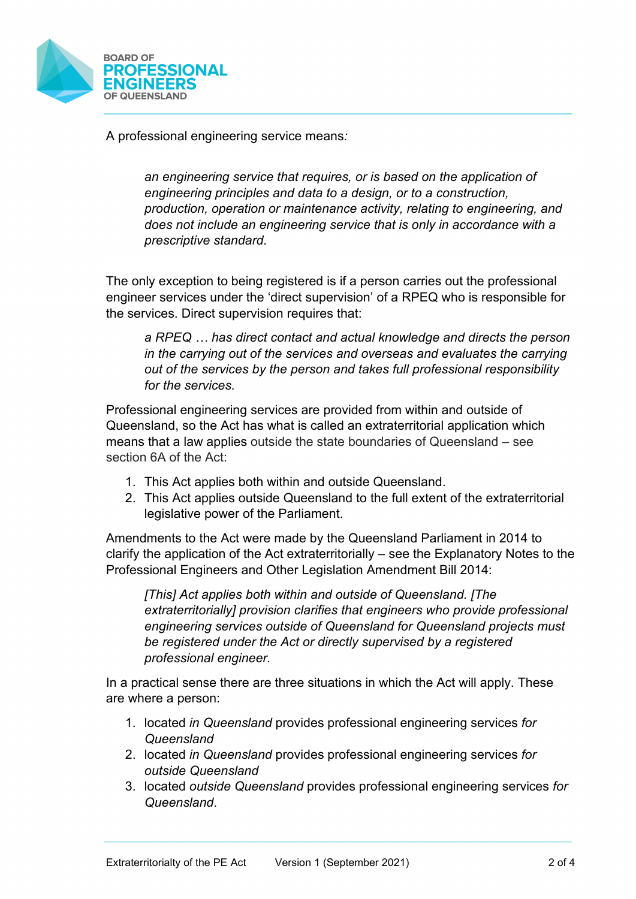A professional engineering service means*:*

> *an engineering service that requires, or is based on the application of engineering principles and data to a design, or to a construction, production, operation or maintenance activity, relating to engineering, and does not include an engineering service that is only in accordance with a prescriptive standard.*

The only exception to being registered is if a person carries out the professional engineer services under the 'direct supervision' of a RPEQ who is responsible for the services. Direct supervision requires that:

> *a RPEQ … has direct contact and actual knowledge and directs the person in the carrying out of the services and overseas and evaluates the carrying out of the services by the person and takes full professional responsibility for the services.*

Professional engineering services are provided from within and outside of Queensland, so the Act has what is called an extraterritorial application which means that a law applies outside the state boundaries of Queensland – see section 6A of the Act:

1. This Act applies both within and outside Queensland.
2. This Act applies outside Queensland to the full extent of the extraterritorial legislative power of the Parliament.

Amendments to the Act were made by the Queensland Parliament in 2014 to clarify the application of the Act extraterritorially – see the Explanatory Notes to the Professional Engineers and Other Legislation Amendment Bill 2014:

> *[This] Act applies both within and outside of Queensland. [The extraterritorially] provision clarifies that engineers who provide professional engineering services outside of Queensland for Queensland projects must be registered under the Act or directly supervised by a registered professional engineer.*

In a practical sense there are three situations in which the Act will apply. These are where a person:

1. located *in Queensland* provides professional engineering services *for Queensland*
2. located *in Queensland* provides professional engineering services *for outside Queensland*
3. located *outside Queensland* provides professional engineering services *for Queensland*.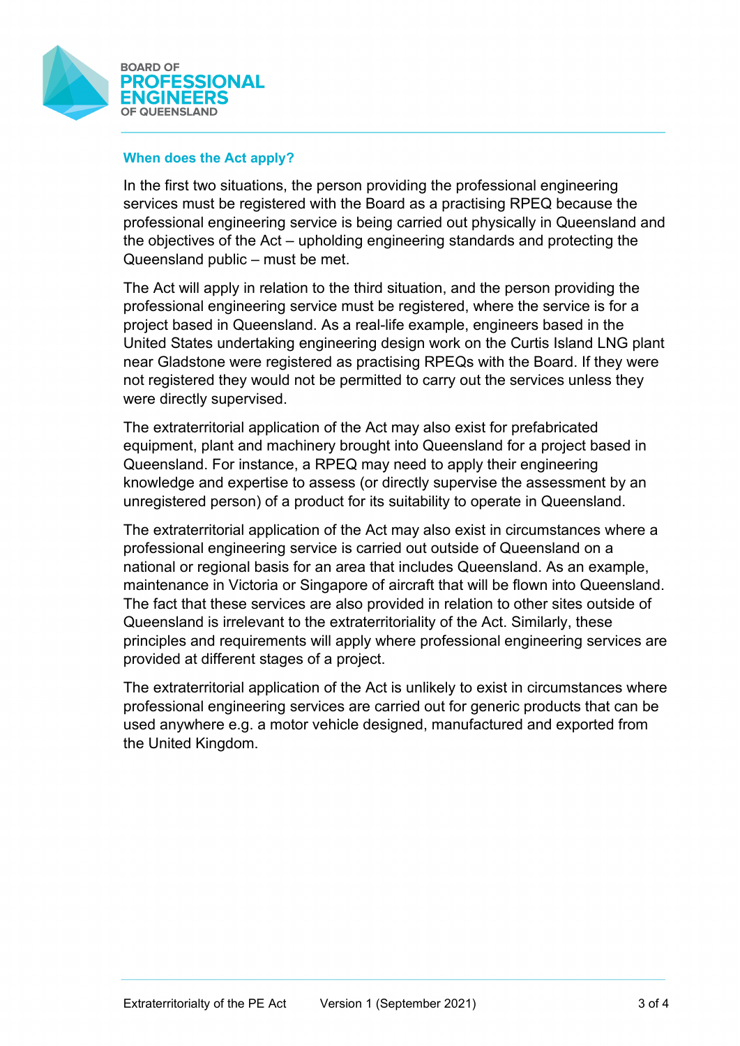### When does the Act apply?

In the first two situations, the person providing the professional engineering services must be registered with the Board as a practising RPEQ because the professional engineering service is being carried out physically in Queensland and the objectives of the Act – upholding engineering standards and protecting the Queensland public – must be met.

The Act will apply in relation to the third situation, and the person providing the professional engineering service must be registered, where the service is for a project based in Queensland. As a real-life example, engineers based in the United States undertaking engineering design work on the Curtis Island LNG plant near Gladstone were registered as practising RPEQs with the Board. If they were not registered they would not be permitted to carry out the services unless they were directly supervised.

The extraterritorial application of the Act may also exist for prefabricated equipment, plant and machinery brought into Queensland for a project based in Queensland. For instance, a RPEQ may need to apply their engineering knowledge and expertise to assess (or directly supervise the assessment by an unregistered person) of a product for its suitability to operate in Queensland.

The extraterritorial application of the Act may also exist in circumstances where a professional engineering service is carried out outside of Queensland on a national or regional basis for an area that includes Queensland. As an example, maintenance in Victoria or Singapore of aircraft that will be flown into Queensland. The fact that these services are also provided in relation to other sites outside of Queensland is irrelevant to the extraterritoriality of the Act. Similarly, these principles and requirements will apply where professional engineering services are provided at different stages of a project.

The extraterritorial application of the Act is unlikely to exist in circumstances where professional engineering services are carried out for generic products that can be used anywhere e.g. a motor vehicle designed, manufactured and exported from the United Kingdom.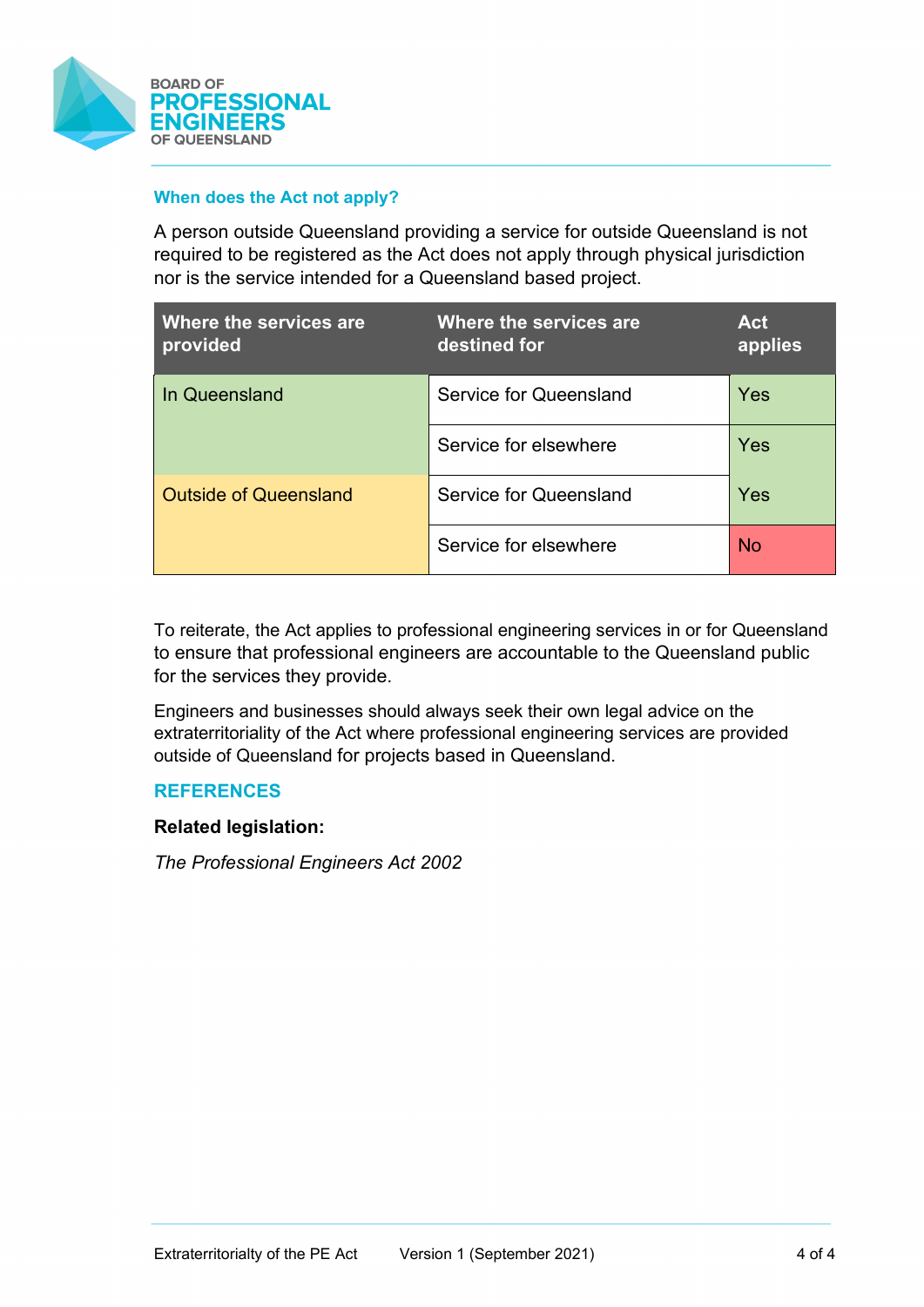### When does the Act not apply?

A person outside Queensland providing a service for outside Queensland is not required to be registered as the Act does not apply through physical jurisdiction nor is the service intended for a Queensland based project.

| Where the services are provided | Where the services are destined for | Act applies |
|---|---|---|
| In Queensland | Service for Queensland | Yes |
| | Service for elsewhere | Yes |
| Outside of Queensland | Service for Queensland | Yes |
| | Service for elsewhere | No |

To reiterate, the Act applies to professional engineering services in or for Queensland to ensure that professional engineers are accountable to the Queensland public for the services they provide.

Engineers and businesses should always seek their own legal advice on the extraterritoriality of the Act where professional engineering services are provided outside of Queensland for projects based in Queensland.

## REFERENCES

**Related legislation:**

*The Professional Engineers Act 2002*